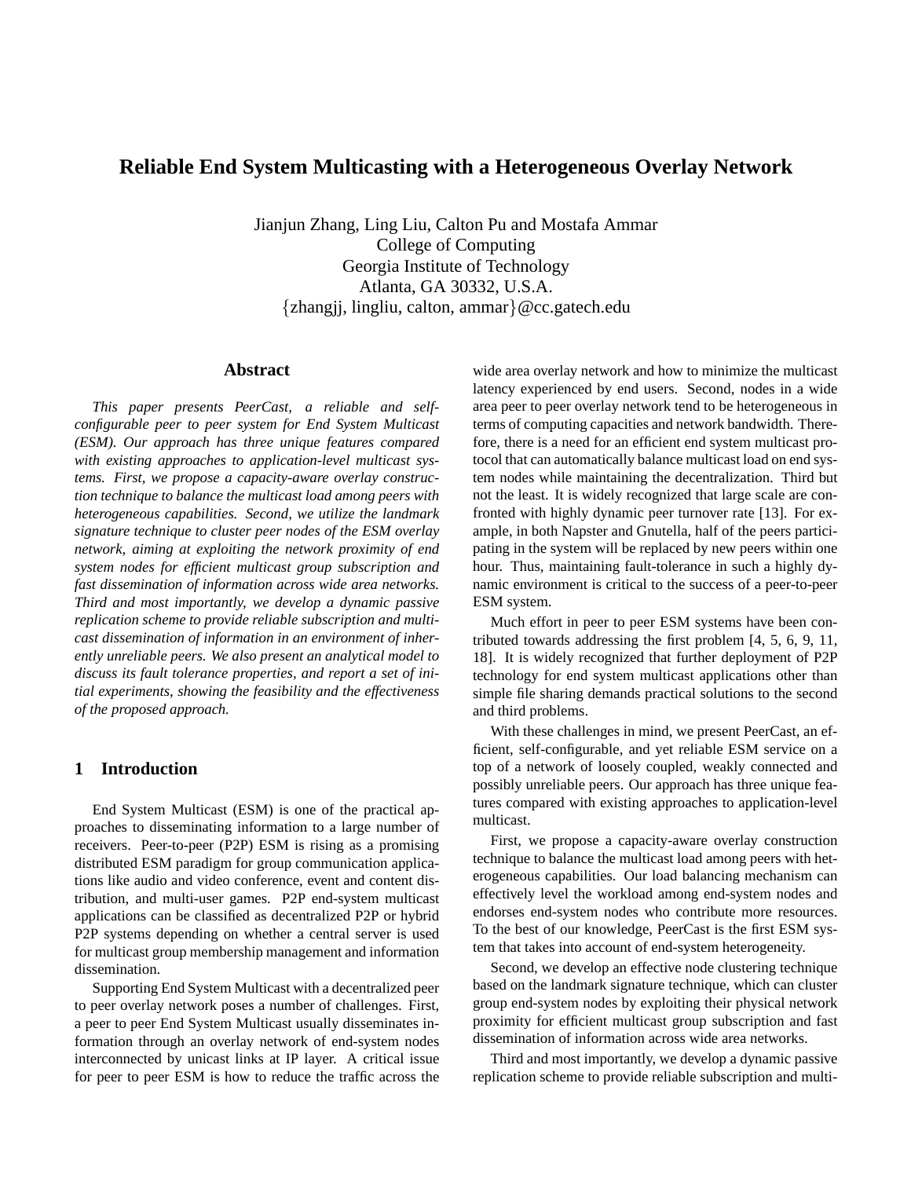# Reliable End System Multicasting with a Heterogeneous Overlay Network

Jianjun Zhang, Ling Liu, Calton Pu and Mostafa Ammar
College of Computing
Georgia Institute of Technology
Atlanta, GA 30332, U.S.A.
{zhangjj, lingliu, calton, ammar}@cc.gatech.edu

## Abstract

*This paper presents PeerCast, a reliable and self-configurable peer to peer system for End System Multicast (ESM). Our approach has three unique features compared with existing approaches to application-level multicast systems. First, we propose a capacity-aware overlay construction technique to balance the multicast load among peers with heterogeneous capabilities. Second, we utilize the landmark signature technique to cluster peer nodes of the ESM overlay network, aiming at exploiting the network proximity of end system nodes for efficient multicast group subscription and fast dissemination of information across wide area networks. Third and most importantly, we develop a dynamic passive replication scheme to provide reliable subscription and multicast dissemination of information in an environment of inherently unreliable peers. We also present an analytical model to discuss its fault tolerance properties, and report a set of initial experiments, showing the feasibility and the effectiveness of the proposed approach.*

## 1 Introduction

End System Multicast (ESM) is one of the practical approaches to disseminating information to a large number of receivers. Peer-to-peer (P2P) ESM is rising as a promising distributed ESM paradigm for group communication applications like audio and video conference, event and content distribution, and multi-user games. P2P end-system multicast applications can be classified as decentralized P2P or hybrid P2P systems depending on whether a central server is used for multicast group membership management and information dissemination.

Supporting End System Multicast with a decentralized peer to peer overlay network poses a number of challenges. First, a peer to peer End System Multicast usually disseminates information through an overlay network of end-system nodes interconnected by unicast links at IP layer. A critical issue for peer to peer ESM is how to reduce the traffic across the wide area overlay network and how to minimize the multicast latency experienced by end users. Second, nodes in a wide area peer to peer overlay network tend to be heterogeneous in terms of computing capacities and network bandwidth. Therefore, there is a need for an efficient end system multicast protocol that can automatically balance multicast load on end system nodes while maintaining the decentralization. Third but not the least. It is widely recognized that large scale are confronted with highly dynamic peer turnover rate [13]. For example, in both Napster and Gnutella, half of the peers participating in the system will be replaced by new peers within one hour. Thus, maintaining fault-tolerance in such a highly dynamic environment is critical to the success of a peer-to-peer ESM system.

Much effort in peer to peer ESM systems have been contributed towards addressing the first problem [4, 5, 6, 9, 11, 18]. It is widely recognized that further deployment of P2P technology for end system multicast applications other than simple file sharing demands practical solutions to the second and third problems.

With these challenges in mind, we present PeerCast, an efficient, self-configurable, and yet reliable ESM service on a top of a network of loosely coupled, weakly connected and possibly unreliable peers. Our approach has three unique features compared with existing approaches to application-level multicast.

First, we propose a capacity-aware overlay construction technique to balance the multicast load among peers with heterogeneous capabilities. Our load balancing mechanism can effectively level the workload among end-system nodes and endorses end-system nodes who contribute more resources. To the best of our knowledge, PeerCast is the first ESM system that takes into account of end-system heterogeneity.

Second, we develop an effective node clustering technique based on the landmark signature technique, which can cluster group end-system nodes by exploiting their physical network proximity for efficient multicast group subscription and fast dissemination of information across wide area networks.

Third and most importantly, we develop a dynamic passive replication scheme to provide reliable subscription and multi-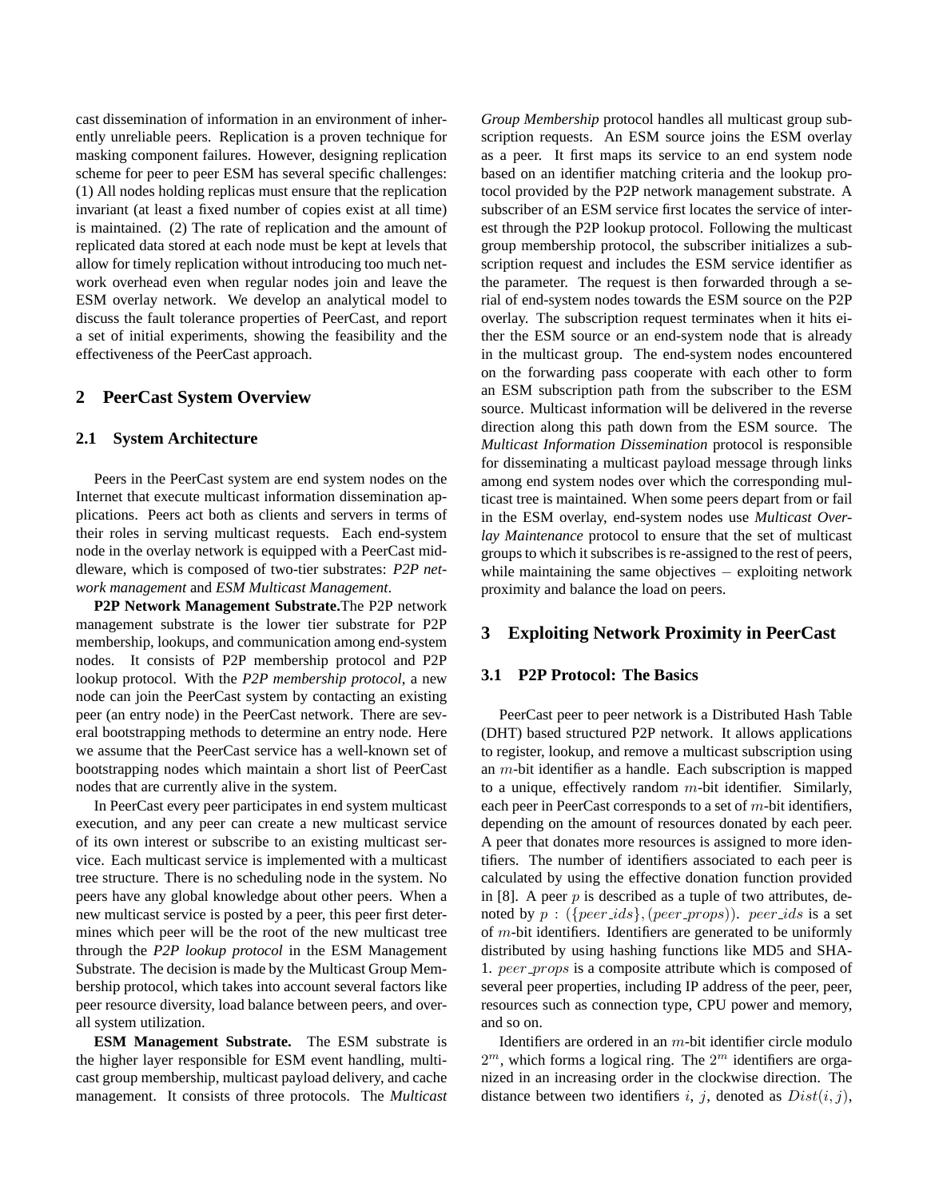cast dissemination of information in an environment of inherently unreliable peers. Replication is a proven technique for masking component failures. However, designing replication scheme for peer to peer ESM has several specific challenges: (1) All nodes holding replicas must ensure that the replication invariant (at least a fixed number of copies exist at all time) is maintained. (2) The rate of replication and the amount of replicated data stored at each node must be kept at levels that allow for timely replication without introducing too much network overhead even when regular nodes join and leave the ESM overlay network. We develop an analytical model to discuss the fault tolerance properties of PeerCast, and report a set of initial experiments, showing the feasibility and the effectiveness of the PeerCast approach.

## 2 PeerCast System Overview

### 2.1 System Architecture

Peers in the PeerCast system are end system nodes on the Internet that execute multicast information dissemination applications. Peers act both as clients and servers in terms of their roles in serving multicast requests. Each end-system node in the overlay network is equipped with a PeerCast middleware, which is composed of two-tier substrates: *P2P network management* and *ESM Multicast Management*.

**P2P Network Management Substrate.**The P2P network management substrate is the lower tier substrate for P2P membership, lookups, and communication among end-system nodes. It consists of P2P membership protocol and P2P lookup protocol. With the *P2P membership protocol*, a new node can join the PeerCast system by contacting an existing peer (an entry node) in the PeerCast network. There are several bootstrapping methods to determine an entry node. Here we assume that the PeerCast service has a well-known set of bootstrapping nodes which maintain a short list of PeerCast nodes that are currently alive in the system.

In PeerCast every peer participates in end system multicast execution, and any peer can create a new multicast service of its own interest or subscribe to an existing multicast service. Each multicast service is implemented with a multicast tree structure. There is no scheduling node in the system. No peers have any global knowledge about other peers. When a new multicast service is posted by a peer, this peer first determines which peer will be the root of the new multicast tree through the *P2P lookup protocol* in the ESM Management Substrate. The decision is made by the Multicast Group Membership protocol, which takes into account several factors like peer resource diversity, load balance between peers, and overall system utilization.

**ESM Management Substrate.** The ESM substrate is the higher layer responsible for ESM event handling, multicast group membership, multicast payload delivery, and cache management. It consists of three protocols. The *Multicast Group Membership* protocol handles all multicast group subscription requests. An ESM source joins the ESM overlay as a peer. It first maps its service to an end system node based on an identifier matching criteria and the lookup protocol provided by the P2P network management substrate. A subscriber of an ESM service first locates the service of interest through the P2P lookup protocol. Following the multicast group membership protocol, the subscriber initializes a subscription request and includes the ESM service identifier as the parameter. The request is then forwarded through a serial of end-system nodes towards the ESM source on the P2P overlay. The subscription request terminates when it hits either the ESM source or an end-system node that is already in the multicast group. The end-system nodes encountered on the forwarding pass cooperate with each other to form an ESM subscription path from the subscriber to the ESM source. Multicast information will be delivered in the reverse direction along this path down from the ESM source. The *Multicast Information Dissemination* protocol is responsible for disseminating a multicast payload message through links among end system nodes over which the corresponding multicast tree is maintained. When some peers depart from or fail in the ESM overlay, end-system nodes use *Multicast Overlay Maintenance* protocol to ensure that the set of multicast groups to which it subscribes is re-assigned to the rest of peers, while maintaining the same objectives – exploiting network proximity and balance the load on peers.

## 3 Exploiting Network Proximity in PeerCast

### 3.1 P2P Protocol: The Basics

PeerCast peer to peer network is a Distributed Hash Table (DHT) based structured P2P network. It allows applications to register, lookup, and remove a multicast subscription using an $m$-bit identifier as a handle. Each subscription is mapped to a unique, effectively random $m$-bit identifier. Similarly, each peer in PeerCast corresponds to a set of $m$-bit identifiers, depending on the amount of resources donated by each peer. A peer that donates more resources is assigned to more identifiers. The number of identifiers associated to each peer is calculated by using the effective donation function provided in [8]. A peer $p$ is described as a tuple of two attributes, denoted by $p : (\{peer\_ids\}, (peer\_props))$. $peer\_ids$ is a set of $m$-bit identifiers. Identifiers are generated to be uniformly distributed by using hashing functions like MD5 and SHA-1. $peer\_props$ is a composite attribute which is composed of several peer properties, including IP address of the peer, peer, resources such as connection type, CPU power and memory, and so on.

Identifiers are ordered in an $m$-bit identifier circle modulo $2^m$, which forms a logical ring. The $2^m$ identifiers are organized in an increasing order in the clockwise direction. The distance between two identifiers $i$, $j$, denoted as $Dist(i, j)$,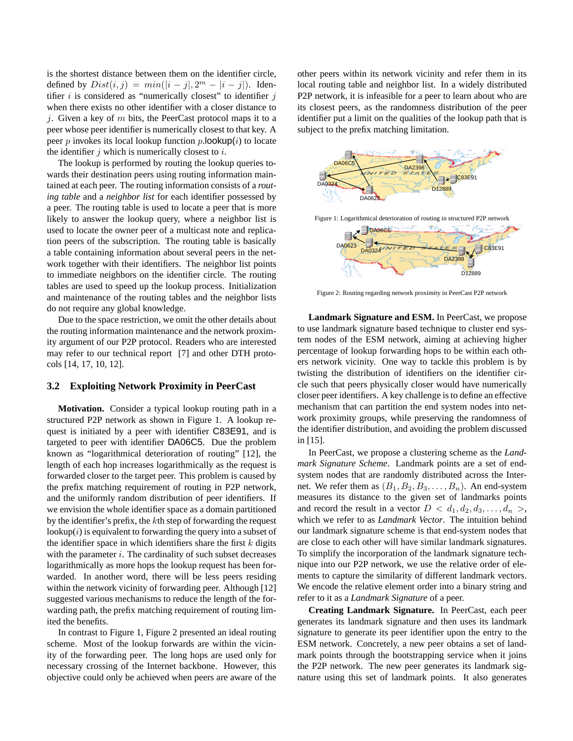is the shortest distance between them on the identifier circle, defined by $Dist(i,j) = min(|i-j|, 2^m - |i-j|)$. Identifier $i$ is considered as "numerically closest" to identifier $j$ when there exists no other identifier with a closer distance to $j$. Given a key of $m$ bits, the PeerCast protocol maps it to a peer whose peer identifier is numerically closest to that key. A peer $p$ invokes its local lookup function $p$.lookup($i$) to locate the identifier $j$ which is numerically closest to $i$.

The lookup is performed by routing the lookup queries towards their destination peers using routing information maintained at each peer. The routing information consists of a *routing table* and a *neighbor list* for each identifier possessed by a peer. The routing table is used to locate a peer that is more likely to answer the lookup query, where a neighbor list is used to locate the owner peer of a multicast note and replication peers of the subscription. The routing table is basically a table containing information about several peers in the network together with their identifiers. The neighbor list points to immediate neighbors on the identifier circle. The routing tables are used to speed up the lookup process. Initialization and maintenance of the routing tables and the neighbor lists do not require any global knowledge.

Due to the space restriction, we omit the other details about the routing information maintenance and the network proximity argument of our P2P protocol. Readers who are interested may refer to our technical report [7] and other DTH protocols [14, 17, 10, 12].

### 3.2 Exploiting Network Proximity in PeerCast

**Motivation.** Consider a typical lookup routing path in a structured P2P network as shown in Figure 1. A lookup request is initiated by a peer with identifier C83E91, and is targeted to peer with identifier DA06C5. Due the problem known as "logarithmical deterioration of routing" [12], the length of each hop increases logarithmically as the request is forwarded closer to the target peer. This problem is caused by the prefix matching requirement of routing in P2P network, and the uniformly random distribution of peer identifiers. If we envision the whole identifier space as a domain partitioned by the identifier's prefix, the $k$th step of forwarding the request lookup($i$) is equivalent to forwarding the query into a subset of the identifier space in which identifiers share the first $k$ digits with the parameter $i$. The cardinality of such subset decreases logarithmically as more hops the lookup request has been forwarded. In another word, there will be less peers residing within the network vicinity of forwarding peer. Although [12] suggested various mechanisms to reduce the length of the forwarding path, the prefix matching requirement of routing limited the benefits.

In contrast to Figure 1, Figure 2 presented an ideal routing scheme. Most of the lookup forwards are within the vicinity of the forwarding peer. The long hops are used only for necessary crossing of the Internet backbone. However, this objective could only be achieved when peers are aware of the other peers within its network vicinity and refer them in its local routing table and neighbor list. In a widely distributed P2P network, it is infeasible for a peer to learn about who are its closest peers, as the randomness distribution of the peer identifier put a limit on the qualities of the lookup path that is subject to the prefix matching limitation.

Figure 1: Logarithmical deterioration of routing in structured P2P network

Figure 2: Routing regarding network proximity in PeerCast P2P network

**Landmark Signature and ESM.** In PeerCast, we propose to use landmark signature based technique to cluster end system nodes of the ESM network, aiming at achieving higher percentage of lookup forwarding hops to be within each others network vicinity. One way to tackle this problem is by twisting the distribution of identifiers on the identifier circle such that peers physically closer would have numerically closer peer identifiers. A key challenge is to define an effective mechanism that can partition the end system nodes into network proximity groups, while preserving the randomness of the identifier distribution, and avoiding the problem discussed in [15].

In PeerCast, we propose a clustering scheme as the *Landmark Signature Scheme*. Landmark points are a set of end-system nodes that are randomly distributed across the Internet. We refer them as $(B_1, B_2, B_3, \ldots, B_n)$. An end-system measures its distance to the given set of landmarks points and record the result in a vector $D < d_1, d_2, d_3, \ldots, d_n >$, which we refer to as *Landmark Vector*. The intuition behind our landmark signature scheme is that end-system nodes that are close to each other will have similar landmark signatures. To simplify the incorporation of the landmark signature technique into our P2P network, we use the relative order of elements to capture the similarity of different landmark vectors. We encode the relative element order into a binary string and refer to it as a *Landmark Signature* of a peer.

**Creating Landmark Signature.** In PeerCast, each peer generates its landmark signature and then uses its landmark signature to generate its peer identifier upon the entry to the ESM network. Concretely, a new peer obtains a set of landmark points through the bootstrapping service when it joins the P2P network. The new peer generates its landmark signature using this set of landmark points. It also generates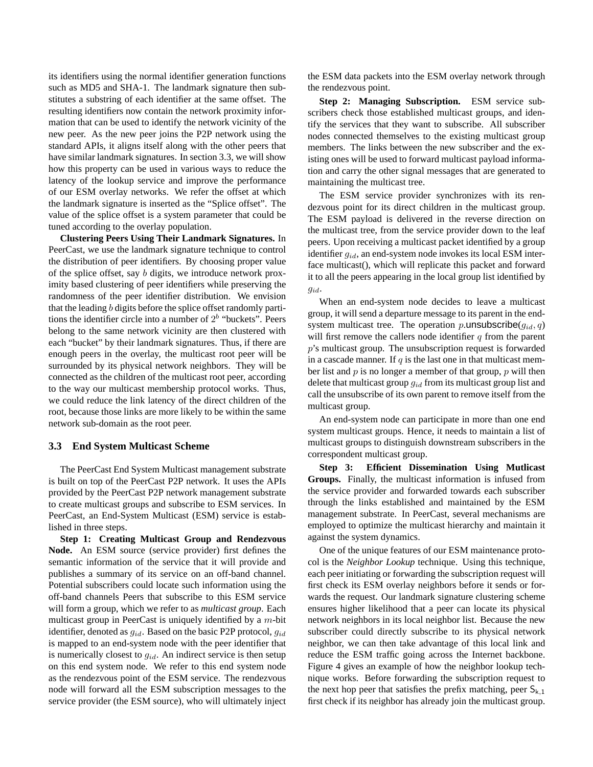its identifiers using the normal identifier generation functions such as MD5 and SHA-1. The landmark signature then substitutes a substring of each identifier at the same offset. The resulting identifiers now contain the network proximity information that can be used to identify the network vicinity of the new peer. As the new peer joins the P2P network using the standard APIs, it aligns itself along with the other peers that have similar landmark signatures. In section 3.3, we will show how this property can be used in various ways to reduce the latency of the lookup service and improve the performance of our ESM overlay networks. We refer the offset at which the landmark signature is inserted as the "Splice offset". The value of the splice offset is a system parameter that could be tuned according to the overlay population.

**Clustering Peers Using Their Landmark Signatures.** In PeerCast, we use the landmark signature technique to control the distribution of peer identifiers. By choosing proper value of the splice offset, say $b$ digits, we introduce network proximity based clustering of peer identifiers while preserving the randomness of the peer identifier distribution. We envision that the leading $b$ digits before the splice offset randomly partitions the identifier circle into a number of $2^b$ "buckets". Peers belong to the same network vicinity are then clustered with each "bucket" by their landmark signatures. Thus, if there are enough peers in the overlay, the multicast root peer will be surrounded by its physical network neighbors. They will be connected as the children of the multicast root peer, according to the way our multicast membership protocol works. Thus, we could reduce the link latency of the direct children of the root, because those links are more likely to be within the same network sub-domain as the root peer.

### 3.3 End System Multicast Scheme

The PeerCast End System Multicast management substrate is built on top of the PeerCast P2P network. It uses the APIs provided by the PeerCast P2P network management substrate to create multicast groups and subscribe to ESM services. In PeerCast, an End-System Multicast (ESM) service is established in three steps.

**Step 1: Creating Multicast Group and Rendezvous Node.** An ESM source (service provider) first defines the semantic information of the service that it will provide and publishes a summary of its service on an off-band channel. Potential subscribers could locate such information using the off-band channels Peers that subscribe to this ESM service will form a group, which we refer to as *multicast group*. Each multicast group in PeerCast is uniquely identified by a $m$-bit identifier, denoted as $g_{id}$. Based on the basic P2P protocol, $g_{id}$ is mapped to an end-system node with the peer identifier that is numerically closest to $g_{id}$. An indirect service is then setup on this end system node. We refer to this end system node as the rendezvous point of the ESM service. The rendezvous node will forward all the ESM subscription messages to the service provider (the ESM source), who will ultimately inject the ESM data packets into the ESM overlay network through the rendezvous point.

**Step 2: Managing Subscription.** ESM service subscribers check those established multicast groups, and identify the services that they want to subscribe. All subscriber nodes connected themselves to the existing multicast group members. The links between the new subscriber and the existing ones will be used to forward multicast payload information and carry the other signal messages that are generated to maintaining the multicast tree.

The ESM service provider synchronizes with its rendezvous point for its direct children in the multicast group. The ESM payload is delivered in the reverse direction on the multicast tree, from the service provider down to the leaf peers. Upon receiving a multicast packet identified by a group identifier $g_{id}$, an end-system node invokes its local ESM interface multicast(), which will replicate this packet and forward it to all the peers appearing in the local group list identified by $g_{id}$.

When an end-system node decides to leave a multicast group, it will send a departure message to its parent in the end-system multicast tree. The operation $p$.unsubscribe($g_{id}, q$) will first remove the callers node identifier $q$ from the parent $p$'s multicast group. The unsubscription request is forwarded in a cascade manner. If $q$ is the last one in that multicast member list and $p$ is no longer a member of that group, $p$ will then delete that multicast group $g_{id}$ from its multicast group list and call the unsubscribe of its own parent to remove itself from the multicast group.

An end-system node can participate in more than one end system multicast groups. Hence, it needs to maintain a list of multicast groups to distinguish downstream subscribers in the correspondent multicast group.

**Step 3: Efficient Dissemination Using Mutlicast Groups.** Finally, the multicast information is infused from the service provider and forwarded towards each subscriber through the links established and maintained by the ESM management substrate. In PeerCast, several mechanisms are employed to optimize the multicast hierarchy and maintain it against the system dynamics.

One of the unique features of our ESM maintenance protocol is the *Neighbor Lookup* technique. Using this technique, each peer initiating or forwarding the subscription request will first check its ESM overlay neighbors before it sends or forwards the request. Our landmark signature clustering scheme ensures higher likelihood that a peer can locate its physical network neighbors in its local neighbor list. Because the new subscriber could directly subscribe to its physical network neighbor, we can then take advantage of this local link and reduce the ESM traffic going across the Internet backbone. Figure 4 gives an example of how the neighbor lookup technique works. Before forwarding the subscription request to the next hop peer that satisfies the prefix matching, peer $S_{k,1}$ first check if its neighbor has already join the multicast group.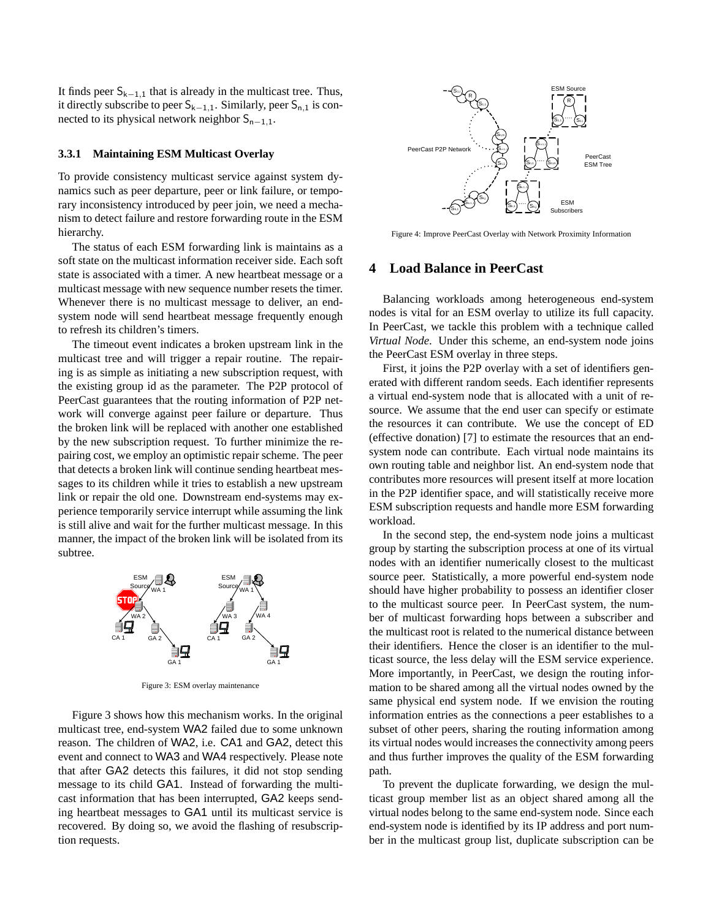It finds peer $S_{k-1,1}$ that is already in the multicast tree. Thus, it directly subscribe to peer $S_{k-1,1}$. Similarly, peer $S_{n,1}$ is connected to its physical network neighbor $S_{n-1,1}$.

#### 3.3.1 Maintaining ESM Multicast Overlay

To provide consistency multicast service against system dynamics such as peer departure, peer or link failure, or temporary inconsistency introduced by peer join, we need a mechanism to detect failure and restore forwarding route in the ESM hierarchy.

The status of each ESM forwarding link is maintains as a soft state on the multicast information receiver side. Each soft state is associated with a timer. A new heartbeat message or a multicast message with new sequence number resets the timer. Whenever there is no multicast message to deliver, an end-system node will send heartbeat message frequently enough to refresh its children's timers.

The timeout event indicates a broken upstream link in the multicast tree and will trigger a repair routine. The repairing is as simple as initiating a new subscription request, with the existing group id as the parameter. The P2P protocol of PeerCast guarantees that the routing information of P2P network will converge against peer failure or departure. Thus the broken link will be replaced with another one established by the new subscription request. To further minimize the repairing cost, we employ an optimistic repair scheme. The peer that detects a broken link will continue sending heartbeat messages to its children while it tries to establish a new upstream link or repair the old one. Downstream end-systems may experience temporarily service interrupt while assuming the link is still alive and wait for the further multicast message. In this manner, the impact of the broken link will be isolated from its subtree.

Figure 3: ESM overlay maintenance

Figure 3 shows how this mechanism works. In the original multicast tree, end-system WA2 failed due to some unknown reason. The children of WA2, i.e. CA1 and GA2, detect this event and connect to WA3 and WA4 respectively. Please note that after GA2 detects this failures, it did not stop sending message to its child GA1. Instead of forwarding the multicast information that has been interrupted, GA2 keeps sending heartbeat messages to GA1 until its multicast service is recovered. By doing so, we avoid the flashing of resubscription requests.

Figure 4: Improve PeerCast Overlay with Network Proximity Information

## 4 Load Balance in PeerCast

Balancing workloads among heterogeneous end-system nodes is vital for an ESM overlay to utilize its full capacity. In PeerCast, we tackle this problem with a technique called *Virtual Node*. Under this scheme, an end-system node joins the PeerCast ESM overlay in three steps.

First, it joins the P2P overlay with a set of identifiers generated with different random seeds. Each identifier represents a virtual end-system node that is allocated with a unit of resource. We assume that the end user can specify or estimate the resources it can contribute. We use the concept of ED (effective donation) [7] to estimate the resources that an end-system node can contribute. Each virtual node maintains its own routing table and neighbor list. An end-system node that contributes more resources will present itself at more location in the P2P identifier space, and will statistically receive more ESM subscription requests and handle more ESM forwarding workload.

In the second step, the end-system node joins a multicast group by starting the subscription process at one of its virtual nodes with an identifier numerically closest to the multicast source peer. Statistically, a more powerful end-system node should have higher probability to possess an identifier closer to the multicast source peer. In PeerCast system, the number of multicast forwarding hops between a subscriber and the multicast root is related to the numerical distance between their identifiers. Hence the closer is an identifier to the multicast source, the less delay will the ESM service experience. More importantly, in PeerCast, we design the routing information to be shared among all the virtual nodes owned by the same physical end system node. If we envision the routing information entries as the connections a peer establishes to a subset of other peers, sharing the routing information among its virtual nodes would increases the connectivity among peers and thus further improves the quality of the ESM forwarding path.

To prevent the duplicate forwarding, we design the multicast group member list as an object shared among all the virtual nodes belong to the same end-system node. Since each end-system node is identified by its IP address and port number in the multicast group list, duplicate subscription can be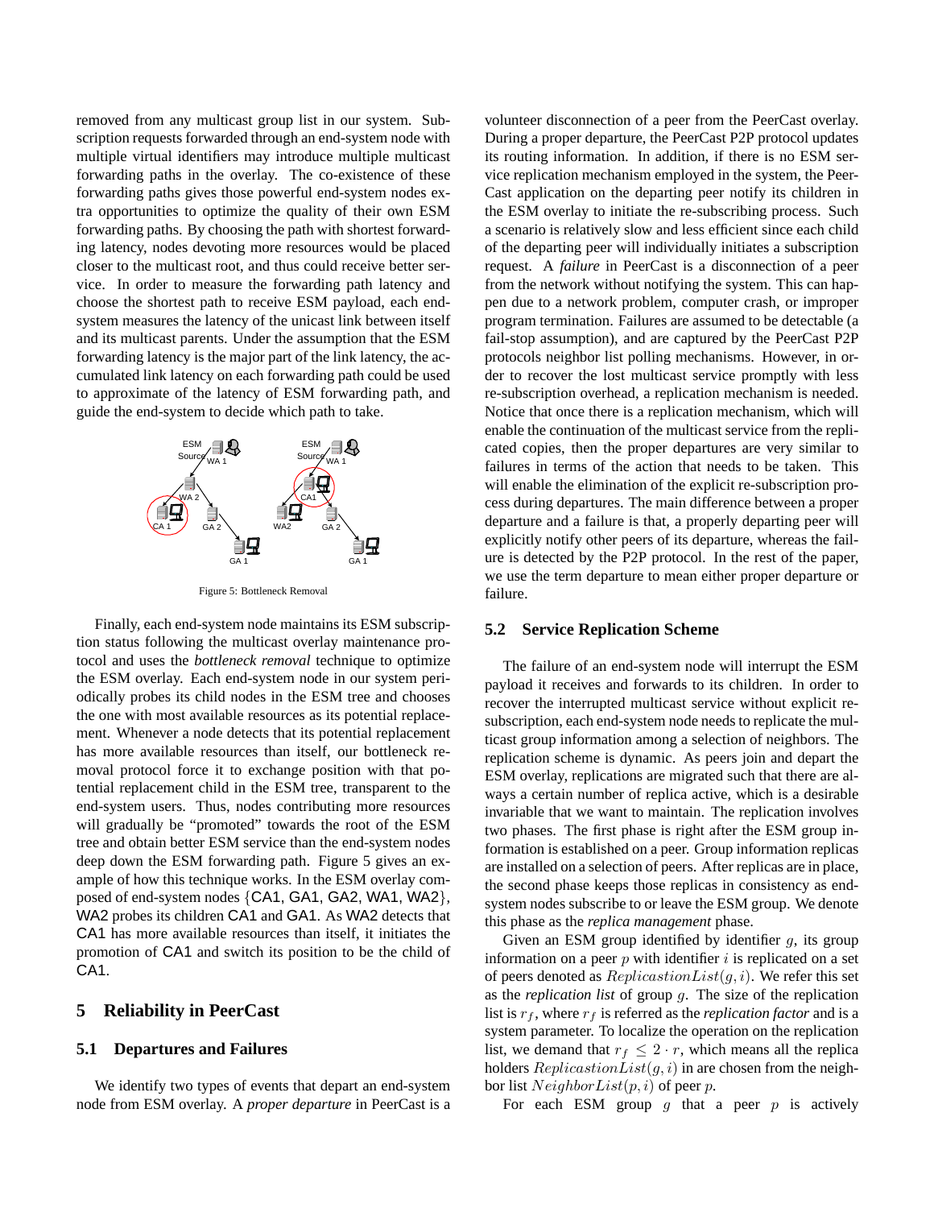removed from any multicast group list in our system. Subscription requests forwarded through an end-system node with multiple virtual identifiers may introduce multiple multicast forwarding paths in the overlay. The co-existence of these forwarding paths gives those powerful end-system nodes extra opportunities to optimize the quality of their own ESM forwarding paths. By choosing the path with shortest forwarding latency, nodes devoting more resources would be placed closer to the multicast root, and thus could receive better service. In order to measure the forwarding path latency and choose the shortest path to receive ESM payload, each end-system measures the latency of the unicast link between itself and its multicast parents. Under the assumption that the ESM forwarding latency is the major part of the link latency, the accumulated link latency on each forwarding path could be used to approximate of the latency of ESM forwarding path, and guide the end-system to decide which path to take.

Figure 5: Bottleneck Removal

Finally, each end-system node maintains its ESM subscription status following the multicast overlay maintenance protocol and uses the *bottleneck removal* technique to optimize the ESM overlay. Each end-system node in our system periodically probes its child nodes in the ESM tree and chooses the one with most available resources as its potential replacement. Whenever a node detects that its potential replacement has more available resources than itself, our bottleneck removal protocol force it to exchange position with that potential replacement child in the ESM tree, transparent to the end-system users. Thus, nodes contributing more resources will gradually be "promoted" towards the root of the ESM tree and obtain better ESM service than the end-system nodes deep down the ESM forwarding path. Figure 5 gives an example of how this technique works. In the ESM overlay composed of end-system nodes {CA1, GA1, GA2, WA1, WA2}, WA2 probes its children CA1 and GA1. As WA2 detects that CA1 has more available resources than itself, it initiates the promotion of CA1 and switch its position to be the child of CA1.

## 5 Reliability in PeerCast

### 5.1 Departures and Failures

We identify two types of events that depart an end-system node from ESM overlay. A *proper departure* in PeerCast is a volunteer disconnection of a peer from the PeerCast overlay. During a proper departure, the PeerCast P2P protocol updates its routing information. In addition, if there is no ESM service replication mechanism employed in the system, the PeerCast application on the departing peer notify its children in the ESM overlay to initiate the re-subscribing process. Such a scenario is relatively slow and less efficient since each child of the departing peer will individually initiates a subscription request. A *failure* in PeerCast is a disconnection of a peer from the network without notifying the system. This can happen due to a network problem, computer crash, or improper program termination. Failures are assumed to be detectable (a fail-stop assumption), and are captured by the PeerCast P2P protocols neighbor list polling mechanisms. However, in order to recover the lost multicast service promptly with less re-subscription overhead, a replication mechanism is needed. Notice that once there is a replication mechanism, which will enable the continuation of the multicast service from the replicated copies, then the proper departures are very similar to failures in terms of the action that needs to be taken. This will enable the elimination of the explicit re-subscription process during departures. The main difference between a proper departure and a failure is that, a properly departing peer will explicitly notify other peers of its departure, whereas the failure is detected by the P2P protocol. In the rest of the paper, we use the term departure to mean either proper departure or failure.

### 5.2 Service Replication Scheme

The failure of an end-system node will interrupt the ESM payload it receives and forwards to its children. In order to recover the interrupted multicast service without explicit re-subscription, each end-system node needs to replicate the multicast group information among a selection of neighbors. The replication scheme is dynamic. As peers join and depart the ESM overlay, replications are migrated such that there are always a certain number of replica active, which is a desirable invariable that we want to maintain. The replication involves two phases. The first phase is right after the ESM group information is established on a peer. Group information replicas are installed on a selection of peers. After replicas are in place, the second phase keeps those replicas in consistency as end-system nodes subscribe to or leave the ESM group. We denote this phase as the *replica management* phase.

Given an ESM group identified by identifier $g$, its group information on a peer $p$ with identifier $i$ is replicated on a set of peers denoted as $ReplicastionList(g, i)$. We refer this set as the *replication list* of group $g$. The size of the replication list is $r_f$, where $r_f$ is referred as the *replication factor* and is a system parameter. To localize the operation on the replication list, we demand that $r_f \leq 2 \cdot r$, which means all the replica holders $ReplicastionList(g, i)$ in are chosen from the neighbor list $NeighborList(p, i)$ of peer $p$.

For each ESM group $g$ that a peer $p$ is actively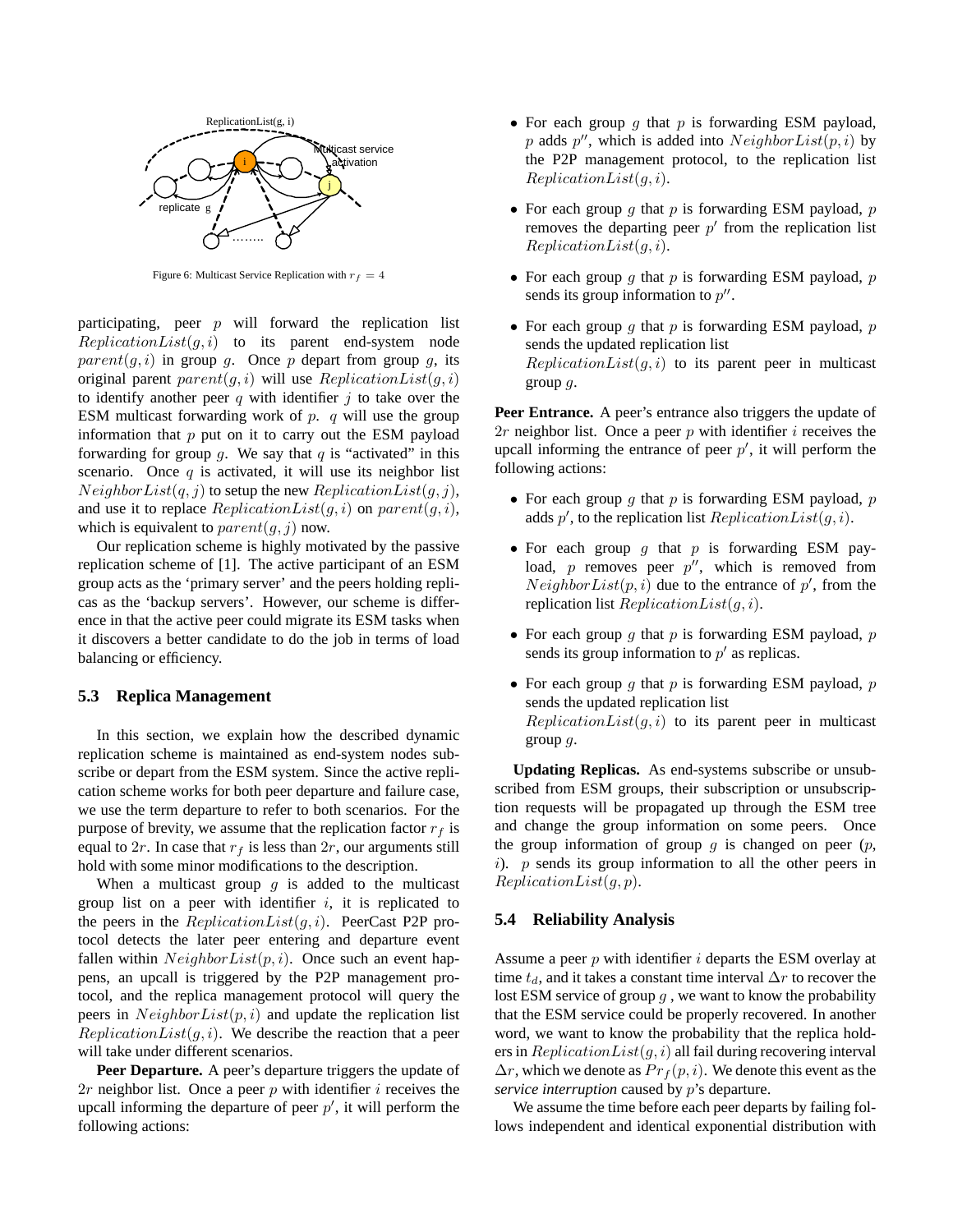Figure 6: Multicast Service Replication with $r_f = 4$

participating, peer $p$ will forward the replication list $ReplicationList(g,i)$ to its parent end-system node $parent(g,i)$ in group $g$. Once $p$ depart from group $g$, its original parent $parent(g,i)$ will use $ReplicationList(g,i)$ to identify another peer $q$ with identifier $j$ to take over the ESM multicast forwarding work of $p$. $q$ will use the group information that $p$ put on it to carry out the ESM payload forwarding for group $g$. We say that $q$ is "activated" in this scenario. Once $q$ is activated, it will use its neighbor list $NeighborList(q,j)$ to setup the new $ReplicationList(g,j)$, and use it to replace $ReplicationList(g,i)$ on $parent(g,i)$, which is equivalent to $parent(g,j)$ now.

Our replication scheme is highly motivated by the passive replication scheme of [1]. The active participant of an ESM group acts as the 'primary server' and the peers holding replicas as the 'backup servers'. However, our scheme is difference in that the active peer could migrate its ESM tasks when it discovers a better candidate to do the job in terms of load balancing or efficiency.

### 5.3 Replica Management

In this section, we explain how the described dynamic replication scheme is maintained as end-system nodes subscribe or depart from the ESM system. Since the active replication scheme works for both peer departure and failure case, we use the term departure to refer to both scenarios. For the purpose of brevity, we assume that the replication factor $r_f$ is equal to $2r$. In case that $r_f$ is less than $2r$, our arguments still hold with some minor modifications to the description.

When a multicast group $g$ is added to the multicast group list on a peer with identifier $i$, it is replicated to the peers in the $ReplicationList(g,i)$. PeerCast P2P protocol detects the later peer entering and departure event fallen within $NeighborList(p,i)$. Once such an event happens, an upcall is triggered by the P2P management protocol, and the replica management protocol will query the peers in $NeighborList(p,i)$ and update the replication list $ReplicationList(g,i)$. We describe the reaction that a peer will take under different scenarios.

**Peer Departure.** A peer's departure triggers the update of $2r$ neighbor list. Once a peer $p$ with identifier $i$ receives the upcall informing the departure of peer $p'$, it will perform the following actions:

- For each group $g$ that $p$ is forwarding ESM payload, $p$ adds $p''$, which is added into $NeighborList(p,i)$ by the P2P management protocol, to the replication list $ReplicationList(g,i)$.
- For each group $g$ that $p$ is forwarding ESM payload, $p$ removes the departing peer $p'$ from the replication list $ReplicationList(g,i)$.
- For each group $g$ that $p$ is forwarding ESM payload, $p$ sends its group information to $p''$.
- For each group $g$ that $p$ is forwarding ESM payload, $p$ sends the updated replication list $ReplicationList(g,i)$ to its parent peer in multicast group $g$.

**Peer Entrance.** A peer's entrance also triggers the update of $2r$ neighbor list. Once a peer $p$ with identifier $i$ receives the upcall informing the entrance of peer $p'$, it will perform the following actions:

- For each group $g$ that $p$ is forwarding ESM payload, $p$ adds $p'$, to the replication list $ReplicationList(g,i)$.
- For each group $g$ that $p$ is forwarding ESM payload, $p$ removes peer $p''$, which is removed from $NeighborList(p,i)$ due to the entrance of $p'$, from the replication list $ReplicationList(g,i)$.
- For each group $g$ that $p$ is forwarding ESM payload, $p$ sends its group information to $p'$ as replicas.
- For each group $g$ that $p$ is forwarding ESM payload, $p$ sends the updated replication list $ReplicationList(g,i)$ to its parent peer in multicast group $g$.

**Updating Replicas.** As end-systems subscribe or unsubscribed from ESM groups, their subscription or unsubscription requests will be propagated up through the ESM tree and change the group information on some peers. Once the group information of group $g$ is changed on peer ($p$, $i$). $p$ sends its group information to all the other peers in $ReplicationList(g,p)$.

### 5.4 Reliability Analysis

Assume a peer $p$ with identifier $i$ departs the ESM overlay at time $t_d$, and it takes a constant time interval $\Delta r$ to recover the lost ESM service of group $g$ , we want to know the probability that the ESM service could be properly recovered. In another word, we want to know the probability that the replica holders in $ReplicationList(g,i)$ all fail during recovering interval $\Delta r$, which we denote as $Pr_f(p,i)$. We denote this event as the *service interruption* caused by $p$'s departure.

We assume the time before each peer departs by failing follows independent and identical exponential distribution with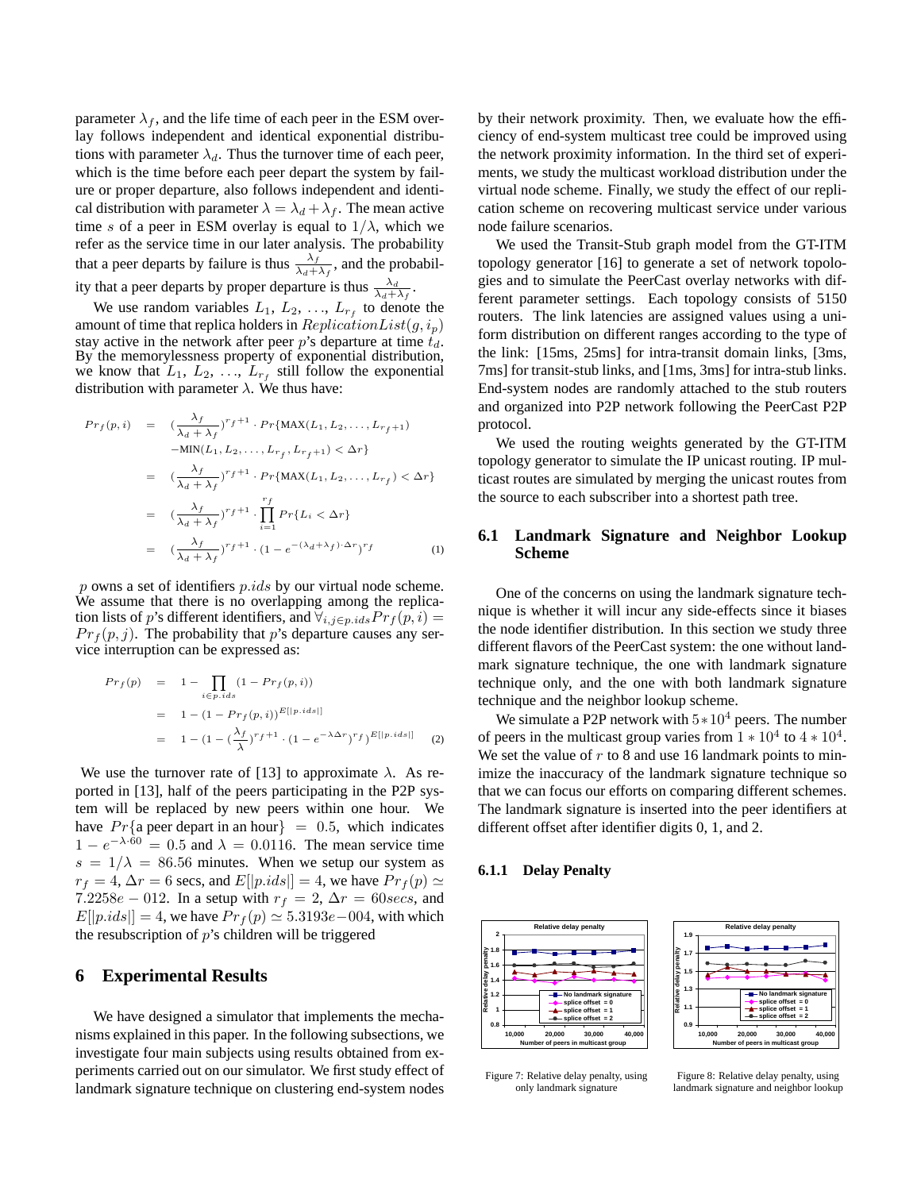parameter $\lambda_f$, and the life time of each peer in the ESM overlay follows independent and identical exponential distributions with parameter $\lambda_d$. Thus the turnover time of each peer, which is the time before each peer depart the system by failure or proper departure, also follows independent and identical distribution with parameter $\lambda = \lambda_d + \lambda_f$. The mean active time $s$ of a peer in ESM overlay is equal to $1/\lambda$, which we refer as the service time in our later analysis. The probability that a peer departs by failure is thus $\frac{\lambda_f}{\lambda_d+\lambda_f}$, and the probability that a peer departs by proper departure is thus $\frac{\lambda_d}{\lambda_d+\lambda_f}$.

We use random variables $L_1, L_2, \ldots, L_{r_f}$ to denote the amount of time that replica holders in $ReplicationList(g, i_p)$ stay active in the network after peer $p$'s departure at time $t_d$. By the memorylessness property of exponential distribution, we know that $L_1, L_2, \ldots, L_{r_f}$ still follow the exponential distribution with parameter $\lambda$. We thus have:

$$
\begin{aligned}
Pr_f(p,i) &= (\frac{\lambda_f}{\lambda_d+\lambda_f})^{r_f+1} \cdot Pr\{\text{MAX}(L_1, L_2, \ldots, L_{r_f+1}) \\
&\quad -\text{MIN}(L_1, L_2, \ldots, L_{r_f}, L_{r_f+1}) < \Delta r\} \\
&= (\frac{\lambda_f}{\lambda_d+\lambda_f})^{r_f+1} \cdot Pr\{\text{MAX}(L_1, L_2, \ldots, L_{r_f}) < \Delta r\} \\
&= (\frac{\lambda_f}{\lambda_d+\lambda_f})^{r_f+1} \cdot \prod_{i=1}^{r_f} Pr\{L_i < \Delta r\} \\
&= (\frac{\lambda_f}{\lambda_d+\lambda_f})^{r_f+1} \cdot (1 - e^{-(\lambda_d+\lambda_f)\cdot \Delta r})^{r_f} \qquad (1)
\end{aligned}
$$

$p$ owns a set of identifiers $p.ids$ by our virtual node scheme. We assume that there is no overlapping among the replication lists of $p$'s different identifiers, and $\forall_{i,j \in p.ids} Pr_f(p,i) = Pr_f(p,j)$. The probability that $p$'s departure causes any service interruption can be expressed as:

$$
\begin{aligned}
Pr_f(p) &= 1 - \prod_{i \in p.ids}(1 - Pr_f(p,i)) \\
&= 1 - (1 - Pr_f(p,i))^{E[|p.ids|]} \\
&= 1 - (1 - (\frac{\lambda_f}{\lambda})^{r_f+1} \cdot (1 - e^{-\lambda \Delta r})^{r_f})^{E[|p.ids|]} \qquad (2)
\end{aligned}
$$

We use the turnover rate of [13] to approximate $\lambda$. As reported in [13], half of the peers participating in the P2P system will be replaced by new peers within one hour. We have $Pr\{\text{a peer depart in an hour}\} = 0.5$, which indicates $1 - e^{-\lambda \cdot 60} = 0.5$ and $\lambda = 0.0116$. The mean service time $s = 1/\lambda = 86.56$ minutes. When we setup our system as $r_f = 4$, $\Delta r = 6$ secs, and $E[|p.ids|] = 4$, we have $Pr_f(p) \simeq 7.2258e-012$. In a setup with $r_f = 2$, $\Delta r = 60secs$, and $E[|p.ids|] = 4$, we have $Pr_f(p) \simeq 5.3193e-004$, with which the resubscription of $p$'s children will be triggered

## 6 Experimental Results

We have designed a simulator that implements the mechanisms explained in this paper. In the following subsections, we investigate four main subjects using results obtained from experiments carried out on our simulator. We first study effect of landmark signature technique on clustering end-system nodes by their network proximity. Then, we evaluate how the efficiency of end-system multicast tree could be improved using the network proximity information. In the third set of experiments, we study the multicast workload distribution under the virtual node scheme. Finally, we study the effect of our replication scheme on recovering multicast service under various node failure scenarios.

We used the Transit-Stub graph model from the GT-ITM topology generator [16] to generate a set of network topologies and to simulate the PeerCast overlay networks with different parameter settings. Each topology consists of 5150 routers. The link latencies are assigned values using a uniform distribution on different ranges according to the type of the link: [15ms, 25ms] for intra-transit domain links, [3ms, 7ms] for transit-stub links, and [1ms, 3ms] for intra-stub links. End-system nodes are randomly attached to the stub routers and organized into P2P network following the PeerCast P2P protocol.

We used the routing weights generated by the GT-ITM topology generator to simulate the IP unicast routing. IP multicast routes are simulated by merging the unicast routes from the source to each subscriber into a shortest path tree.

### 6.1 Landmark Signature and Neighbor Lookup Scheme

One of the concerns on using the landmark signature technique is whether it will incur any side-effects since it biases the node identifier distribution. In this section we study three different flavors of the PeerCast system: the one without landmark signature technique, the one with landmark signature technique only, and the one with both landmark signature technique and the neighbor lookup scheme.

We simulate a P2P network with $5*10^4$ peers. The number of peers in the multicast group varies from $1*10^4$ to $4*10^4$. We set the value of $r$ to 8 and use 16 landmark points to minimize the inaccuracy of the landmark signature technique so that we can focus our efforts on comparing different schemes. The landmark signature is inserted into the peer identifiers at different offset after identifier digits 0, 1, and 2.

#### 6.1.1 Delay Penalty

Figure 7: Relative delay penalty, using only landmark signature

Figure 8: Relative delay penalty, using landmark signature and neighbor lookup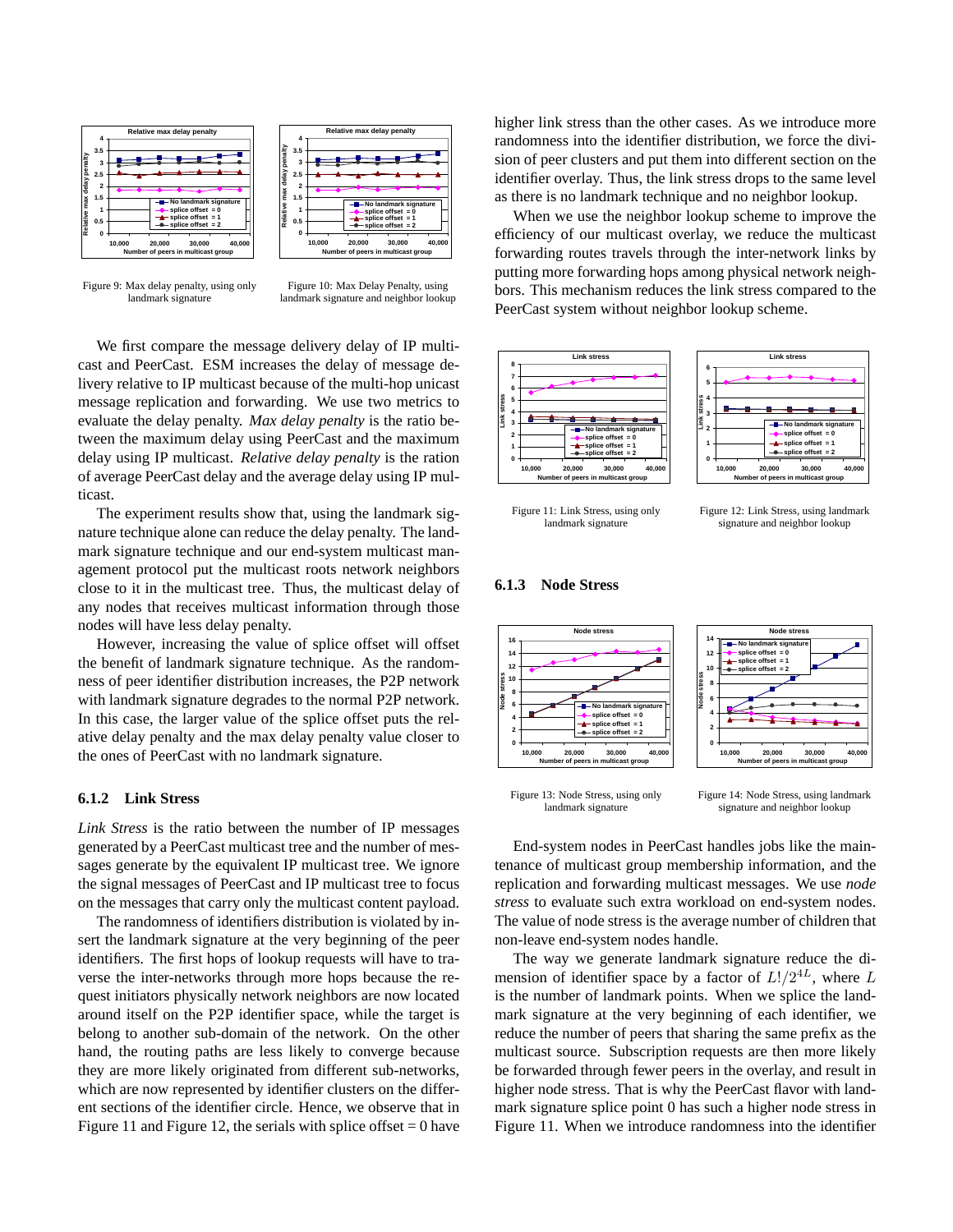Figure 9: Max delay penalty, using only landmark signature

Figure 10: Max Delay Penalty, using landmark signature and neighbor lookup

We first compare the message delivery delay of IP multicast and PeerCast. ESM increases the delay of message delivery relative to IP multicast because of the multi-hop unicast message replication and forwarding. We use two metrics to evaluate the delay penalty. *Max delay penalty* is the ratio between the maximum delay using PeerCast and the maximum delay using IP multicast. *Relative delay penalty* is the ration of average PeerCast delay and the average delay using IP multicast.

The experiment results show that, using the landmark signature technique alone can reduce the delay penalty. The landmark signature technique and our end-system multicast management protocol put the multicast roots network neighbors close to it in the multicast tree. Thus, the multicast delay of any nodes that receives multicast information through those nodes will have less delay penalty.

However, increasing the value of splice offset will offset the benefit of landmark signature technique. As the randomness of peer identifier distribution increases, the P2P network with landmark signature degrades to the normal P2P network. In this case, the larger value of the splice offset puts the relative delay penalty and the max delay penalty value closer to the ones of PeerCast with no landmark signature.

### 6.1.2 Link Stress

*Link Stress* is the ratio between the number of IP messages generated by a PeerCast multicast tree and the number of messages generate by the equivalent IP multicast tree. We ignore the signal messages of PeerCast and IP multicast tree to focus on the messages that carry only the multicast content payload.

The randomness of identifiers distribution is violated by insert the landmark signature at the very beginning of the peer identifiers. The first hops of lookup requests will have to traverse the inter-networks through more hops because the request initiators physically network neighbors are now located around itself on the P2P identifier space, while the target is belong to another sub-domain of the network. On the other hand, the routing paths are less likely to converge because they are more likely originated from different sub-networks, which are now represented by identifier clusters on the different sections of the identifier circle. Hence, we observe that in Figure 11 and Figure 12, the serials with splice offset = 0 have higher link stress than the other cases. As we introduce more randomness into the identifier distribution, we force the division of peer clusters and put them into different section on the identifier overlay. Thus, the link stress drops to the same level as there is no landmark technique and no neighbor lookup.

When we use the neighbor lookup scheme to improve the efficiency of our multicast overlay, we reduce the multicast forwarding routes travels through the inter-network links by putting more forwarding hops among physical network neighbors. This mechanism reduces the link stress compared to the PeerCast system without neighbor lookup scheme.

Figure 11: Link Stress, using only landmark signature

Figure 12: Link Stress, using landmark signature and neighbor lookup

### 6.1.3 Node Stress

Figure 13: Node Stress, using only landmark signature

Figure 14: Node Stress, using landmark signature and neighbor lookup

End-system nodes in PeerCast handles jobs like the maintenance of multicast group membership information, and the replication and forwarding multicast messages. We use *node stress* to evaluate such extra workload on end-system nodes. The value of node stress is the average number of children that non-leave end-system nodes handle.

The way we generate landmark signature reduce the dimension of identifier space by a factor of $L!/2^{4L}$, where $L$ is the number of landmark points. When we splice the landmark signature at the very beginning of each identifier, we reduce the number of peers that sharing the same prefix as the multicast source. Subscription requests are then more likely be forwarded through fewer peers in the overlay, and result in higher node stress. That is why the PeerCast flavor with landmark signature splice point 0 has such a higher node stress in Figure 11. When we introduce randomness into the identifier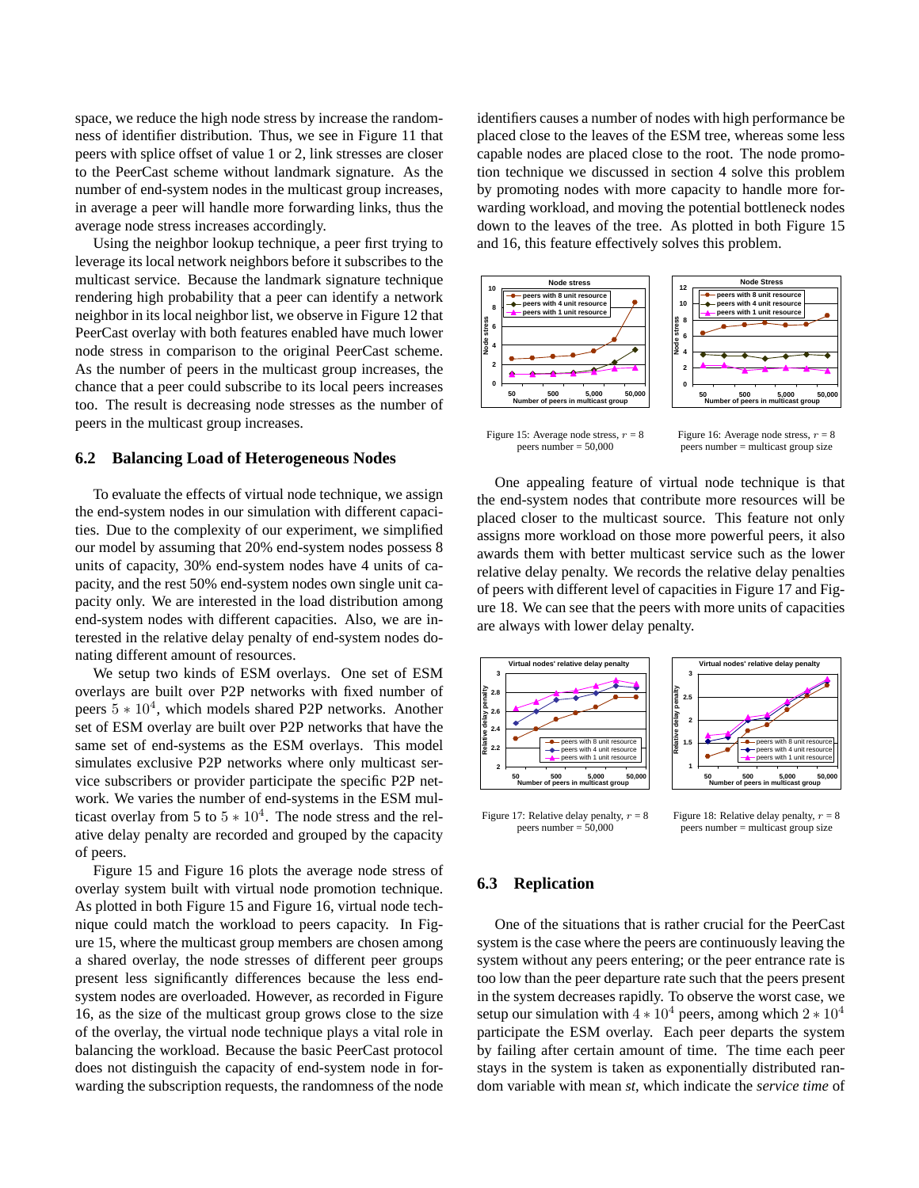space, we reduce the high node stress by increase the randomness of identifier distribution. Thus, we see in Figure 11 that peers with splice offset of value 1 or 2, link stresses are closer to the PeerCast scheme without landmark signature. As the number of end-system nodes in the multicast group increases, in average a peer will handle more forwarding links, thus the average node stress increases accordingly.

Using the neighbor lookup technique, a peer first trying to leverage its local network neighbors before it subscribes to the multicast service. Because the landmark signature technique rendering high probability that a peer can identify a network neighbor in its local neighbor list, we observe in Figure 12 that PeerCast overlay with both features enabled have much lower node stress in comparison to the original PeerCast scheme. As the number of peers in the multicast group increases, the chance that a peer could subscribe to its local peers increases too. The result is decreasing node stresses as the number of peers in the multicast group increases.

### 6.2 Balancing Load of Heterogeneous Nodes

To evaluate the effects of virtual node technique, we assign the end-system nodes in our simulation with different capacities. Due to the complexity of our experiment, we simplified our model by assuming that 20% end-system nodes possess 8 units of capacity, 30% end-system nodes have 4 units of capacity, and the rest 50% end-system nodes own single unit capacity only. We are interested in the load distribution among end-system nodes with different capacities. Also, we are interested in the relative delay penalty of end-system nodes donating different amount of resources.

We setup two kinds of ESM overlays. One set of ESM overlays are built over P2P networks with fixed number of peers $5 * 10^4$, which models shared P2P networks. Another set of ESM overlay are built over P2P networks that have the same set of end-systems as the ESM overlays. This model simulates exclusive P2P networks where only multicast service subscribers or provider participate the specific P2P network. We varies the number of end-systems in the ESM multicast overlay from 5 to $5 * 10^4$. The node stress and the relative delay penalty are recorded and grouped by the capacity of peers.

Figure 15 and Figure 16 plots the average node stress of overlay system built with virtual node promotion technique. As plotted in both Figure 15 and Figure 16, virtual node technique could match the workload to peers capacity. In Figure 15, where the multicast group members are chosen among a shared overlay, the node stresses of different peer groups present less significantly differences because the less end-system nodes are overloaded. However, as recorded in Figure 16, as the size of the multicast group grows close to the size of the overlay, the virtual node technique plays a vital role in balancing the workload. Because the basic PeerCast protocol does not distinguish the capacity of end-system node in forwarding the subscription requests, the randomness of the node identifiers causes a number of nodes with high performance be placed close to the leaves of the ESM tree, whereas some less capable nodes are placed close to the root. The node promotion technique we discussed in section 4 solve this problem by promoting nodes with more capacity to handle more forwarding workload, and moving the potential bottleneck nodes down to the leaves of the tree. As plotted in both Figure 15 and 16, this feature effectively solves this problem.

Figure 15: Average node stress, $r = 8$ peers number = 50,000

Figure 16: Average node stress, $r = 8$ peers number = multicast group size

One appealing feature of virtual node technique is that the end-system nodes that contribute more resources will be placed closer to the multicast source. This feature not only assigns more workload on those more powerful peers, it also awards them with better multicast service such as the lower relative delay penalty. We records the relative delay penalties of peers with different level of capacities in Figure 17 and Figure 18. We can see that the peers with more units of capacities are always with lower delay penalty.

Figure 17: Relative delay penalty, $r = 8$ peers number = 50,000

Figure 18: Relative delay penalty, $r = 8$ peers number = multicast group size

### 6.3 Replication

One of the situations that is rather crucial for the PeerCast system is the case where the peers are continuously leaving the system without any peers entering; or the peer entrance rate is too low than the peer departure rate such that the peers present in the system decreases rapidly. To observe the worst case, we setup our simulation with $4 * 10^4$ peers, among which $2 * 10^4$ participate the ESM overlay. Each peer departs the system by failing after certain amount of time. The time each peer stays in the system is taken as exponentially distributed random variable with mean *st*, which indicate the *service time* of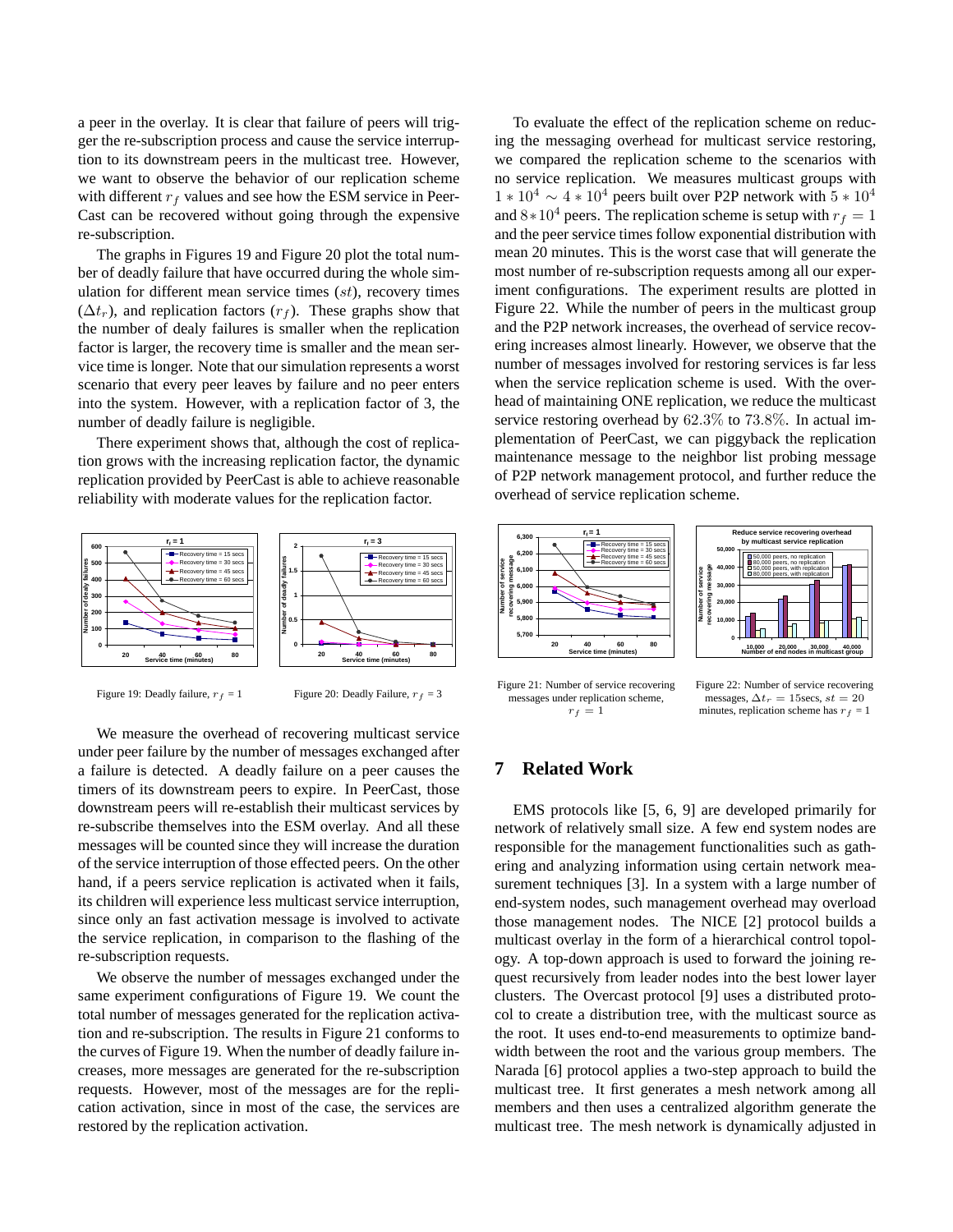a peer in the overlay. It is clear that failure of peers will trigger the re-subscription process and cause the service interruption to its downstream peers in the multicast tree. However, we want to observe the behavior of our replication scheme with different $r_f$ values and see how the ESM service in PeerCast can be recovered without going through the expensive re-subscription.

The graphs in Figures 19 and Figure 20 plot the total number of deadly failure that have occurred during the whole simulation for different mean service times ($st$), recovery times ($\Delta t_r$), and replication factors ($r_f$). These graphs show that the number of dealy failures is smaller when the replication factor is larger, the recovery time is smaller and the mean service time is longer. Note that our simulation represents a worst scenario that every peer leaves by failure and no peer enters into the system. However, with a replication factor of 3, the number of deadly failure is negligible.

There experiment shows that, although the cost of replication grows with the increasing replication factor, the dynamic replication provided by PeerCast is able to achieve reasonable reliability with moderate values for the replication factor.

Figure 19: Deadly failure, $r_f$ = 1

Figure 20: Deadly Failure, $r_f$ = 3

We measure the overhead of recovering multicast service under peer failure by the number of messages exchanged after a failure is detected. A deadly failure on a peer causes the timers of its downstream peers to expire. In PeerCast, those downstream peers will re-establish their multicast services by re-subscribe themselves into the ESM overlay. And all these messages will be counted since they will increase the duration of the service interruption of those effected peers. On the other hand, if a peers service replication is activated when it fails, its children will experience less multicast service interruption, since only an fast activation message is involved to activate the service replication, in comparison to the flashing of the re-subscription requests.

We observe the number of messages exchanged under the same experiment configurations of Figure 19. We count the total number of messages generated for the replication activation and re-subscription. The results in Figure 21 conforms to the curves of Figure 19. When the number of deadly failure increases, more messages are generated for the re-subscription requests. However, most of the messages are for the replication activation, since in most of the case, the services are restored by the replication activation.

To evaluate the effect of the replication scheme on reducing the messaging overhead for multicast service restoring, we compared the replication scheme to the scenarios with no service replication. We measures multicast groups with $1*10^4 \sim 4*10^4$ peers built over P2P network with $5*10^4$ and $8*10^4$ peers. The replication scheme is setup with $r_f = 1$ and the peer service times follow exponential distribution with mean 20 minutes. This is the worst case that will generate the most number of re-subscription requests among all our experiment configurations. The experiment results are plotted in Figure 22. While the number of peers in the multicast group and the P2P network increases, the overhead of service recovering increases almost linearly. However, we observe that the number of messages involved for restoring services is far less when the service replication scheme is used. With the overhead of maintaining ONE replication, we reduce the multicast service restoring overhead by $62.3\%$ to $73.8\%$. In actual implementation of PeerCast, we can piggyback the replication maintenance message to the neighbor list probing message of P2P network management protocol, and further reduce the overhead of service replication scheme.

Figure 21: Number of service recovering messages under replication scheme, $r_f = 1$

Figure 22: Number of service recovering messages, $\Delta t_r = 15$secs, $st = 20$ minutes, replication scheme has $r_f$ = 1

## 7 Related Work

EMS protocols like [5, 6, 9] are developed primarily for network of relatively small size. A few end system nodes are responsible for the management functionalities such as gathering and analyzing information using certain network measurement techniques [3]. In a system with a large number of end-system nodes, such management overhead may overload those management nodes. The NICE [2] protocol builds a multicast overlay in the form of a hierarchical control topology. A top-down approach is used to forward the joining request recursively from leader nodes into the best lower layer clusters. The Overcast protocol [9] uses a distributed protocol to create a distribution tree, with the multicast source as the root. It uses end-to-end measurements to optimize bandwidth between the root and the various group members. The Narada [6] protocol applies a two-step approach to build the multicast tree. It first generates a mesh network among all members and then uses a centralized algorithm generate the multicast tree. The mesh network is dynamically adjusted in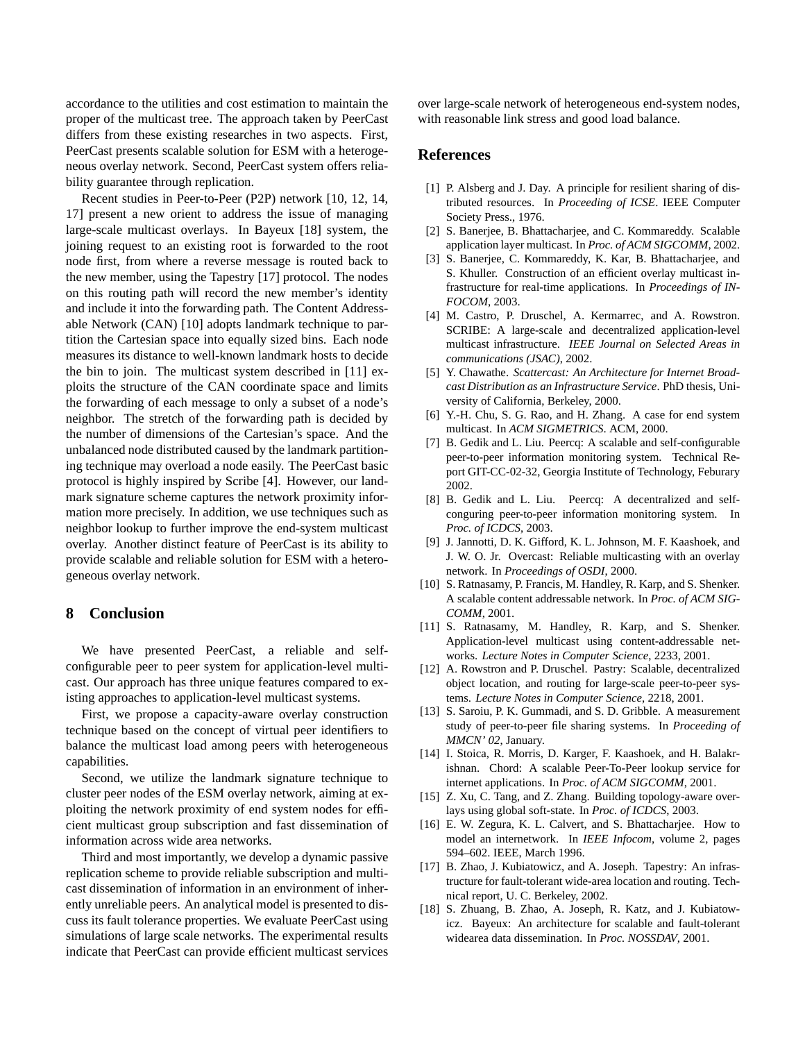accordance to the utilities and cost estimation to maintain the proper of the multicast tree. The approach taken by PeerCast differs from these existing researches in two aspects. First, PeerCast presents scalable solution for ESM with a heterogeneous overlay network. Second, PeerCast system offers reliability guarantee through replication.

Recent studies in Peer-to-Peer (P2P) network [10, 12, 14, 17] present a new orient to address the issue of managing large-scale multicast overlays. In Bayeux [18] system, the joining request to an existing root is forwarded to the root node first, from where a reverse message is routed back to the new member, using the Tapestry [17] protocol. The nodes on this routing path will record the new member's identity and include it into the forwarding path. The Content Addressable Network (CAN) [10] adopts landmark technique to partition the Cartesian space into equally sized bins. Each node measures its distance to well-known landmark hosts to decide the bin to join. The multicast system described in [11] exploits the structure of the CAN coordinate space and limits the forwarding of each message to only a subset of a node's neighbor. The stretch of the forwarding path is decided by the number of dimensions of the Cartesian's space. And the unbalanced node distributed caused by the landmark partitioning technique may overload a node easily. The PeerCast basic protocol is highly inspired by Scribe [4]. However, our landmark signature scheme captures the network proximity information more precisely. In addition, we use techniques such as neighbor lookup to further improve the end-system multicast overlay. Another distinct feature of PeerCast is its ability to provide scalable and reliable solution for ESM with a heterogeneous overlay network.

## 8 Conclusion

We have presented PeerCast, a reliable and self-configurable peer to peer system for application-level multicast. Our approach has three unique features compared to existing approaches to application-level multicast systems.

First, we propose a capacity-aware overlay construction technique based on the concept of virtual peer identifiers to balance the multicast load among peers with heterogeneous capabilities.

Second, we utilize the landmark signature technique to cluster peer nodes of the ESM overlay network, aiming at exploiting the network proximity of end system nodes for efficient multicast group subscription and fast dissemination of information across wide area networks.

Third and most importantly, we develop a dynamic passive replication scheme to provide reliable subscription and multicast dissemination of information in an environment of inherently unreliable peers. An analytical model is presented to discuss its fault tolerance properties. We evaluate PeerCast using simulations of large scale networks. The experimental results indicate that PeerCast can provide efficient multicast services over large-scale network of heterogeneous end-system nodes, with reasonable link stress and good load balance.

## References

[1] P. Alsberg and J. Day. A principle for resilient sharing of distributed resources. In *Proceeding of ICSE*. IEEE Computer Society Press., 1976.

[2] S. Banerjee, B. Bhattacharjee, and C. Kommareddy. Scalable application layer multicast. In *Proc. of ACM SIGCOMM*, 2002.

[3] S. Banerjee, C. Kommareddy, K. Kar, B. Bhattacharjee, and S. Khuller. Construction of an efficient overlay multicast infrastructure for real-time applications. In *Proceedings of INFOCOM*, 2003.

[4] M. Castro, P. Druschel, A. Kermarrec, and A. Rowstron. SCRIBE: A large-scale and decentralized application-level multicast infrastructure. *IEEE Journal on Selected Areas in communications (JSAC)*, 2002.

[5] Y. Chawathe. *Scattercast: An Architecture for Internet Broadcast Distribution as an Infrastructure Service*. PhD thesis, University of California, Berkeley, 2000.

[6] Y.-H. Chu, S. G. Rao, and H. Zhang. A case for end system multicast. In *ACM SIGMETRICS*. ACM, 2000.

[7] B. Gedik and L. Liu. Peercq: A scalable and self-configurable peer-to-peer information monitoring system. Technical Report GIT-CC-02-32, Georgia Institute of Technology, Feburary 2002.

[8] B. Gedik and L. Liu. Peercq: A decentralized and self-conguring peer-to-peer information monitoring system. In *Proc. of ICDCS*, 2003.

[9] J. Jannotti, D. K. Gifford, K. L. Johnson, M. F. Kaashoek, and J. W. O. Jr. Overcast: Reliable multicasting with an overlay network. In *Proceedings of OSDI*, 2000.

[10] S. Ratnasamy, P. Francis, M. Handley, R. Karp, and S. Shenker. A scalable content addressable network. In *Proc. of ACM SIGCOMM*, 2001.

[11] S. Ratnasamy, M. Handley, R. Karp, and S. Shenker. Application-level multicast using content-addressable networks. *Lecture Notes in Computer Science*, 2233, 2001.

[12] A. Rowstron and P. Druschel. Pastry: Scalable, decentralized object location, and routing for large-scale peer-to-peer systems. *Lecture Notes in Computer Science*, 2218, 2001.

[13] S. Saroiu, P. K. Gummadi, and S. D. Gribble. A measurement study of peer-to-peer file sharing systems. In *Proceeding of MMCN' 02*, January.

[14] I. Stoica, R. Morris, D. Karger, F. Kaashoek, and H. Balakrishnan. Chord: A scalable Peer-To-Peer lookup service for internet applications. In *Proc. of ACM SIGCOMM*, 2001.

[15] Z. Xu, C. Tang, and Z. Zhang. Building topology-aware overlays using global soft-state. In *Proc. of ICDCS*, 2003.

[16] E. W. Zegura, K. L. Calvert, and S. Bhattacharjee. How to model an internetwork. In *IEEE Infocom*, volume 2, pages 594–602. IEEE, March 1996.

[17] B. Zhao, J. Kubiatowicz, and A. Joseph. Tapestry: An infrastructure for fault-tolerant wide-area location and routing. Technical report, U. C. Berkeley, 2002.

[18] S. Zhuang, B. Zhao, A. Joseph, R. Katz, and J. Kubiatowicz. Bayeux: An architecture for scalable and fault-tolerant widearea data dissemination. In *Proc. NOSSDAV*, 2001.